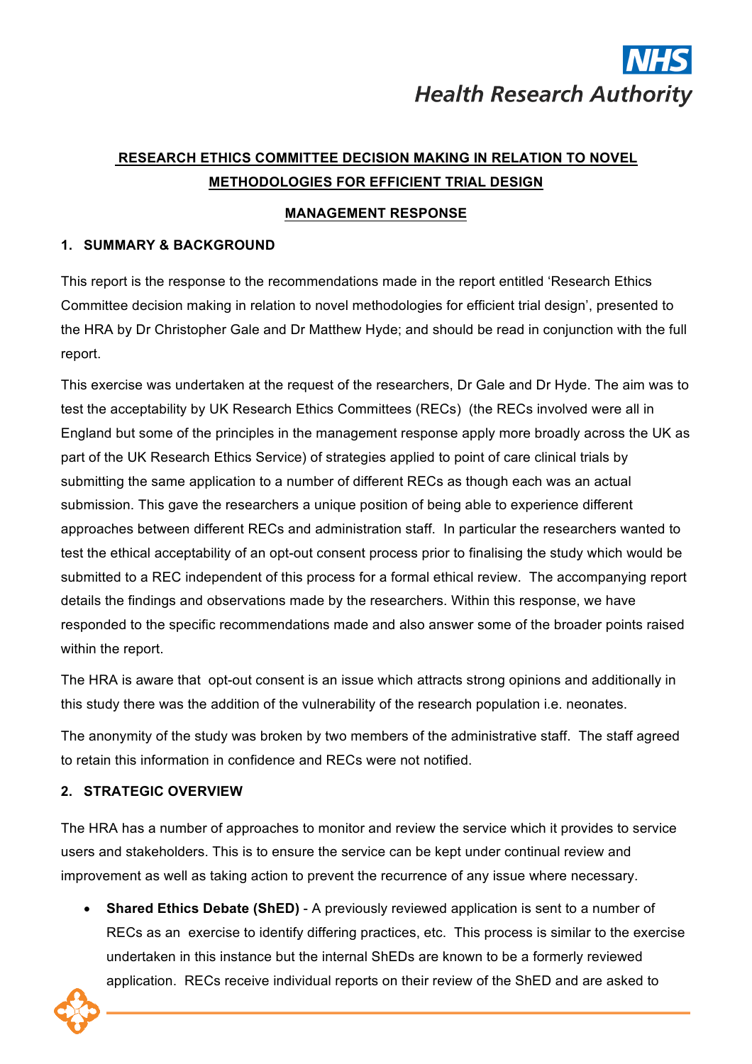# RESEARCH ETHICS COMMITTEE DECISION MAKING IN RELATION TO NOVEL METHODOLOGIES FOR EFFICIENT TRIAL DESIGN

## MANAGEMENT RESPONSE

### 1. SUMMARY & BACKGROUND

This report is the response to the recommendations made in the report entitled 'Research Ethics Committee decision making in relation to novel methodologies for efficient trial design', presented to the HRA by Dr Christopher Gale and Dr Matthew Hyde; and should be read in conjunction with the full report.

This exercise was undertaken at the request of the researchers, Dr Gale and Dr Hyde. The aim was to test the acceptability by UK Research Ethics Committees (RECs) (the RECs involved were all in England but some of the principles in the management response apply more broadly across the UK as part of the UK Research Ethics Service) of strategies applied to point of care clinical trials by submitting the same application to a number of different RECs as though each was an actual submission. This gave the researchers a unique position of being able to experience different approaches between different RECs and administration staff. In particular the researchers wanted to test the ethical acceptability of an opt-out consent process prior to finalising the study which would be submitted to a REC independent of this process for a formal ethical review. The accompanying report details the findings and observations made by the researchers. Within this response, we have responded to the specific recommendations made and also answer some of the broader points raised within the report.

The HRA is aware that opt-out consent is an issue which attracts strong opinions and additionally in this study there was the addition of the vulnerability of the research population i.e. neonates.

The anonymity of the study was broken by two members of the administrative staff. The staff agreed to retain this information in confidence and RECs were not notified.

### 2. STRATEGIC OVERVIEW

The HRA has a number of approaches to monitor and review the service which it provides to service users and stakeholders. This is to ensure the service can be kept under continual review and improvement as well as taking action to prevent the recurrence of any issue where necessary.

- **Shared Ethics Debate (ShED)** - A previously reviewed application is sent to a number of RECs as an exercise to identify differing practices, etc. This process is similar to the exercise undertaken in this instance but the internal ShEDs are known to be a formerly reviewed application. RECs receive individual reports on their review of the ShED and are asked to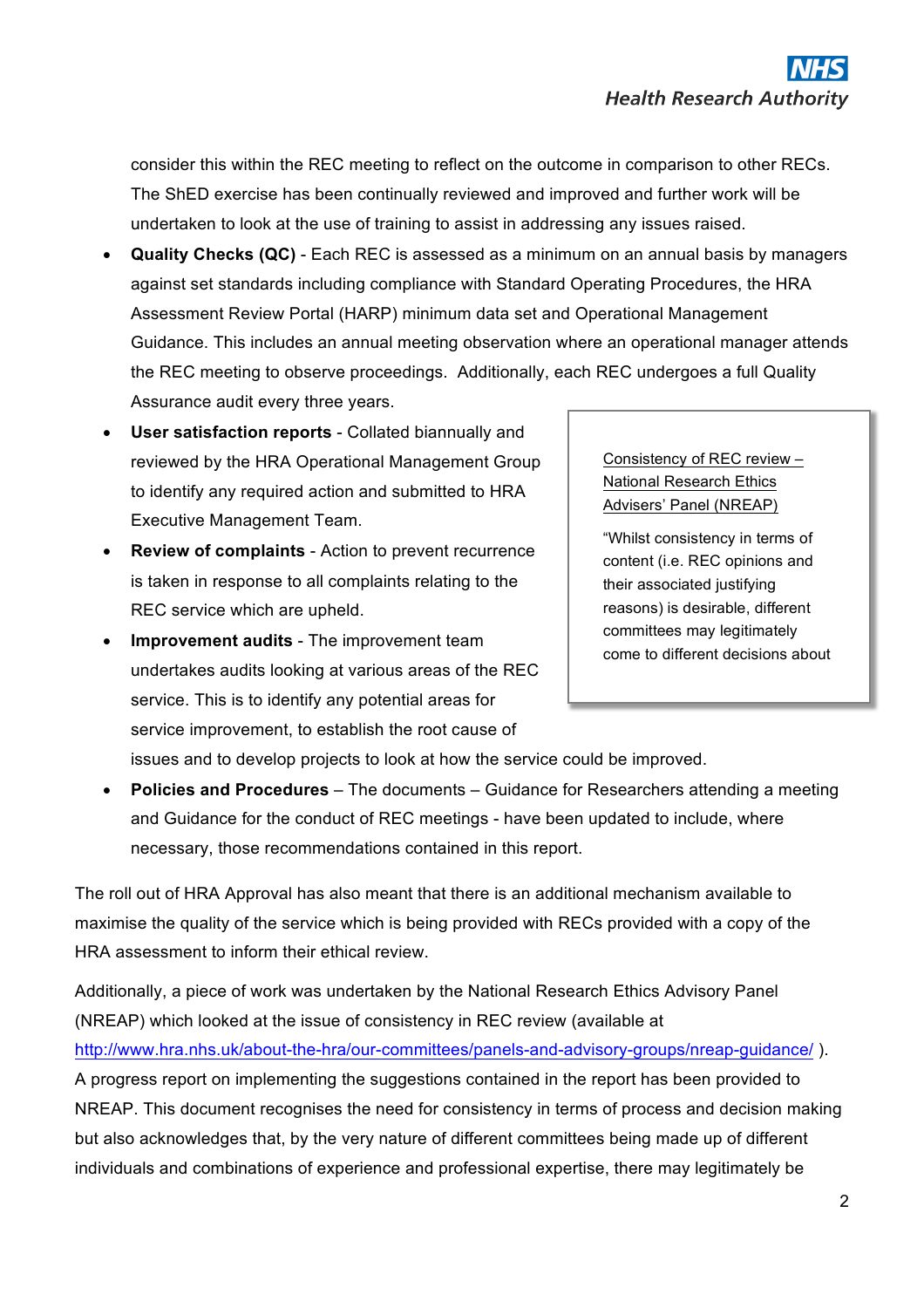consider this within the REC meeting to reflect on the outcome in comparison to other RECs. The ShED exercise has been continually reviewed and improved and further work will be undertaken to look at the use of training to assist in addressing any issues raised.

- **Quality Checks (QC)** - Each REC is assessed as a minimum on an annual basis by managers against set standards including compliance with Standard Operating Procedures, the HRA Assessment Review Portal (HARP) minimum data set and Operational Management Guidance. This includes an annual meeting observation where an operational manager attends the REC meeting to observe proceedings. Additionally, each REC undergoes a full Quality Assurance audit every three years.
- **User satisfaction reports** - Collated biannually and reviewed by the HRA Operational Management Group to identify any required action and submitted to HRA Executive Management Team.
- **Review of complaints** - Action to prevent recurrence is taken in response to all complaints relating to the REC service which are upheld.
- **Improvement audits** - The improvement team undertakes audits looking at various areas of the REC service. This is to identify any potential areas for service improvement, to establish the root cause of issues and to develop projects to look at how the service could be improved.
- **Policies and Procedures** – The documents – Guidance for Researchers attending a meeting and Guidance for the conduct of REC meetings - have been updated to include, where necessary, those recommendations contained in this report.

> Consistency of REC review – National Research Ethics Advisers' Panel (NREAP)
>
> "Whilst consistency in terms of content (i.e. REC opinions and their associated justifying reasons) is desirable, different committees may legitimately come to different decisions about

The roll out of HRA Approval has also meant that there is an additional mechanism available to maximise the quality of the service which is being provided with RECs provided with a copy of the HRA assessment to inform their ethical review.

Additionally, a piece of work was undertaken by the National Research Ethics Advisory Panel (NREAP) which looked at the issue of consistency in REC review (available at http://www.hra.nhs.uk/about-the-hra/our-committees/panels-and-advisory-groups/nreap-guidance/ ). A progress report on implementing the suggestions contained in the report has been provided to NREAP. This document recognises the need for consistency in terms of process and decision making but also acknowledges that, by the very nature of different committees being made up of different individuals and combinations of experience and professional expertise, there may legitimately be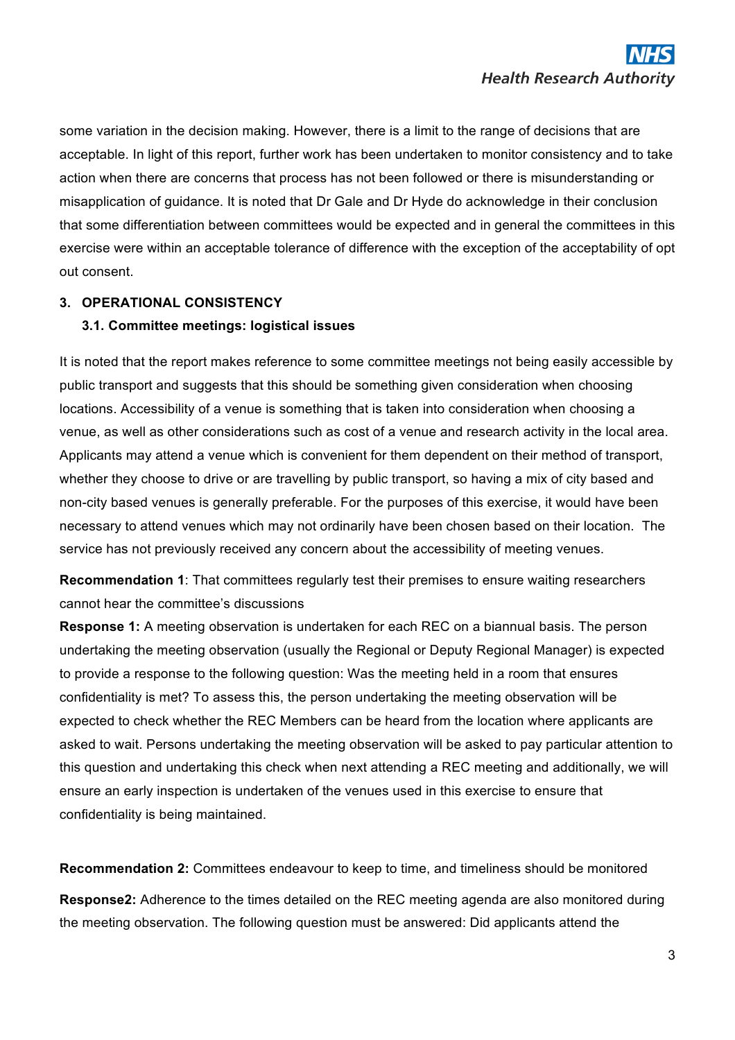some variation in the decision making. However, there is a limit to the range of decisions that are acceptable. In light of this report, further work has been undertaken to monitor consistency and to take action when there are concerns that process has not been followed or there is misunderstanding or misapplication of guidance. It is noted that Dr Gale and Dr Hyde do acknowledge in their conclusion that some differentiation between committees would be expected and in general the committees in this exercise were within an acceptable tolerance of difference with the exception of the acceptability of opt out consent.

## 3. OPERATIONAL CONSISTENCY

### 3.1. Committee meetings: logistical issues

It is noted that the report makes reference to some committee meetings not being easily accessible by public transport and suggests that this should be something given consideration when choosing locations. Accessibility of a venue is something that is taken into consideration when choosing a venue, as well as other considerations such as cost of a venue and research activity in the local area. Applicants may attend a venue which is convenient for them dependent on their method of transport, whether they choose to drive or are travelling by public transport, so having a mix of city based and non-city based venues is generally preferable. For the purposes of this exercise, it would have been necessary to attend venues which may not ordinarily have been chosen based on their location. The service has not previously received any concern about the accessibility of meeting venues.

**Recommendation 1**: That committees regularly test their premises to ensure waiting researchers cannot hear the committee's discussions

**Response 1:** A meeting observation is undertaken for each REC on a biannual basis. The person undertaking the meeting observation (usually the Regional or Deputy Regional Manager) is expected to provide a response to the following question: Was the meeting held in a room that ensures confidentiality is met? To assess this, the person undertaking the meeting observation will be expected to check whether the REC Members can be heard from the location where applicants are asked to wait. Persons undertaking the meeting observation will be asked to pay particular attention to this question and undertaking this check when next attending a REC meeting and additionally, we will ensure an early inspection is undertaken of the venues used in this exercise to ensure that confidentiality is being maintained.

**Recommendation 2:** Committees endeavour to keep to time, and timeliness should be monitored

**Response2:** Adherence to the times detailed on the REC meeting agenda are also monitored during the meeting observation. The following question must be answered: Did applicants attend the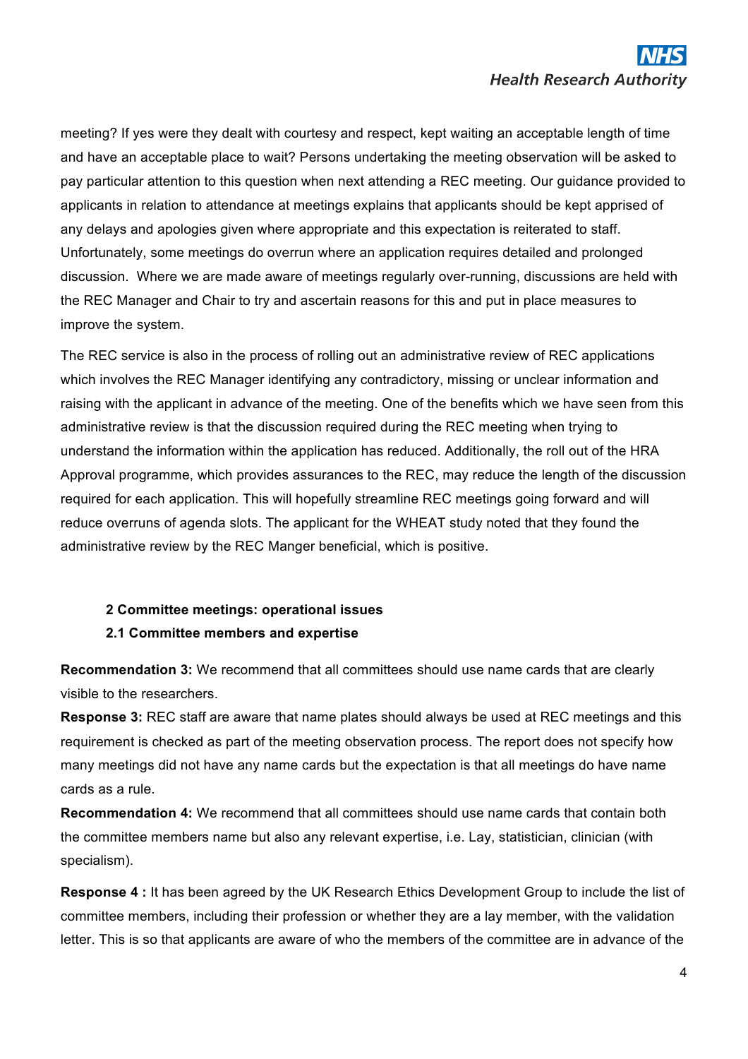meeting? If yes were they dealt with courtesy and respect, kept waiting an acceptable length of time and have an acceptable place to wait? Persons undertaking the meeting observation will be asked to pay particular attention to this question when next attending a REC meeting. Our guidance provided to applicants in relation to attendance at meetings explains that applicants should be kept apprised of any delays and apologies given where appropriate and this expectation is reiterated to staff. Unfortunately, some meetings do overrun where an application requires detailed and prolonged discussion. Where we are made aware of meetings regularly over-running, discussions are held with the REC Manager and Chair to try and ascertain reasons for this and put in place measures to improve the system.

The REC service is also in the process of rolling out an administrative review of REC applications which involves the REC Manager identifying any contradictory, missing or unclear information and raising with the applicant in advance of the meeting. One of the benefits which we have seen from this administrative review is that the discussion required during the REC meeting when trying to understand the information within the application has reduced. Additionally, the roll out of the HRA Approval programme, which provides assurances to the REC, may reduce the length of the discussion required for each application. This will hopefully streamline REC meetings going forward and will reduce overruns of agenda slots. The applicant for the WHEAT study noted that they found the administrative review by the REC Manger beneficial, which is positive.

## 2 Committee meetings: operational issues

### 2.1 Committee members and expertise

**Recommendation 3:** We recommend that all committees should use name cards that are clearly visible to the researchers.

**Response 3:** REC staff are aware that name plates should always be used at REC meetings and this requirement is checked as part of the meeting observation process. The report does not specify how many meetings did not have any name cards but the expectation is that all meetings do have name cards as a rule.

**Recommendation 4:** We recommend that all committees should use name cards that contain both the committee members name but also any relevant expertise, i.e. Lay, statistician, clinician (with specialism).

**Response 4 :** It has been agreed by the UK Research Ethics Development Group to include the list of committee members, including their profession or whether they are a lay member, with the validation letter. This is so that applicants are aware of who the members of the committee are in advance of the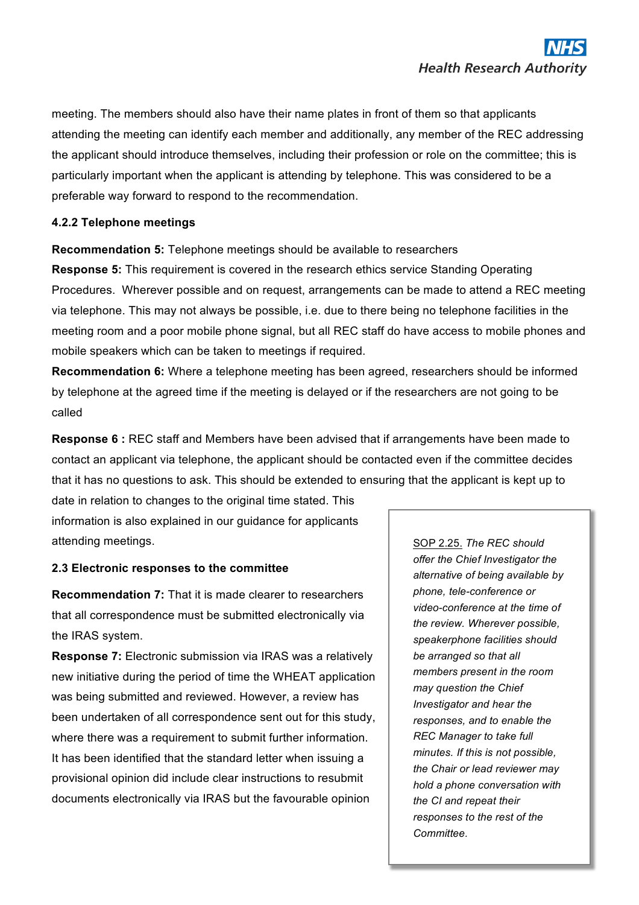meeting. The members should also have their name plates in front of them so that applicants attending the meeting can identify each member and additionally, any member of the REC addressing the applicant should introduce themselves, including their profession or role on the committee; this is particularly important when the applicant is attending by telephone. This was considered to be a preferable way forward to respond to the recommendation.

#### 4.2.2 Telephone meetings

**Recommendation 5:** Telephone meetings should be available to researchers

**Response 5:** This requirement is covered in the research ethics service Standing Operating Procedures. Wherever possible and on request, arrangements can be made to attend a REC meeting via telephone. This may not always be possible, i.e. due to there being no telephone facilities in the meeting room and a poor mobile phone signal, but all REC staff do have access to mobile phones and mobile speakers which can be taken to meetings if required.

**Recommendation 6:** Where a telephone meeting has been agreed, researchers should be informed by telephone at the agreed time if the meeting is delayed or if the researchers are not going to be called

**Response 6 :** REC staff and Members have been advised that if arrangements have been made to contact an applicant via telephone, the applicant should be contacted even if the committee decides that it has no questions to ask. This should be extended to ensuring that the applicant is kept up to date in relation to changes to the original time stated. This information is also explained in our guidance for applicants attending meetings.

> SOP 2.25. *The REC should offer the Chief Investigator the alternative of being available by phone, tele-conference or video-conference at the time of the review. Wherever possible, speakerphone facilities should be arranged so that all members present in the room may question the Chief Investigator and hear the responses, and to enable the REC Manager to take full minutes. If this is not possible, the Chair or lead reviewer may hold a phone conversation with the CI and repeat their responses to the rest of the Committee.*

#### 2.3 Electronic responses to the committee

**Recommendation 7:** That it is made clearer to researchers that all correspondence must be submitted electronically via the IRAS system.

**Response 7:** Electronic submission via IRAS was a relatively new initiative during the period of time the WHEAT application was being submitted and reviewed. However, a review has been undertaken of all correspondence sent out for this study, where there was a requirement to submit further information. It has been identified that the standard letter when issuing a provisional opinion did include clear instructions to resubmit documents electronically via IRAS but the favourable opinion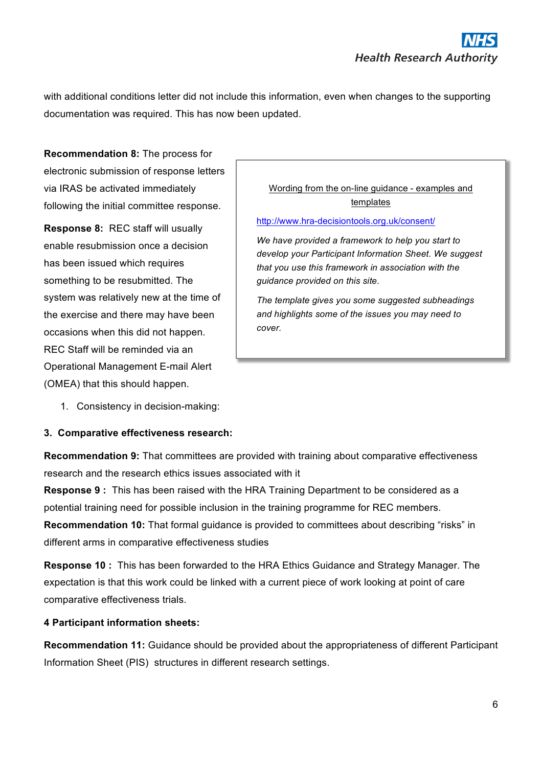with additional conditions letter did not include this information, even when changes to the supporting documentation was required. This has now been updated.

**Recommendation 8:** The process for electronic submission of response letters via IRAS be activated immediately following the initial committee response.

**Response 8:** REC staff will usually enable resubmission once a decision has been issued which requires something to be resubmitted. The system was relatively new at the time of the exercise and there may have been occasions when this did not happen. REC Staff will be reminded via an Operational Management E-mail Alert (OMEA) that this should happen.

> Wording from the on-line guidance - examples and templates
>
> http://www.hra-decisiontools.org.uk/consent/
>
> *We have provided a framework to help you start to develop your Participant Information Sheet. We suggest that you use this framework in association with the guidance provided on this site.*
>
> *The template gives you some suggested subheadings and highlights some of the issues you may need to cover.*

1. Consistency in decision-making:

**3. Comparative effectiveness research:**

**Recommendation 9:** That committees are provided with training about comparative effectiveness research and the research ethics issues associated with it

**Response 9 :** This has been raised with the HRA Training Department to be considered as a potential training need for possible inclusion in the training programme for REC members.

**Recommendation 10:** That formal guidance is provided to committees about describing "risks" in different arms in comparative effectiveness studies

**Response 10 :** This has been forwarded to the HRA Ethics Guidance and Strategy Manager. The expectation is that this work could be linked with a current piece of work looking at point of care comparative effectiveness trials.

**4 Participant information sheets:**

**Recommendation 11:** Guidance should be provided about the appropriateness of different Participant Information Sheet (PIS) structures in different research settings.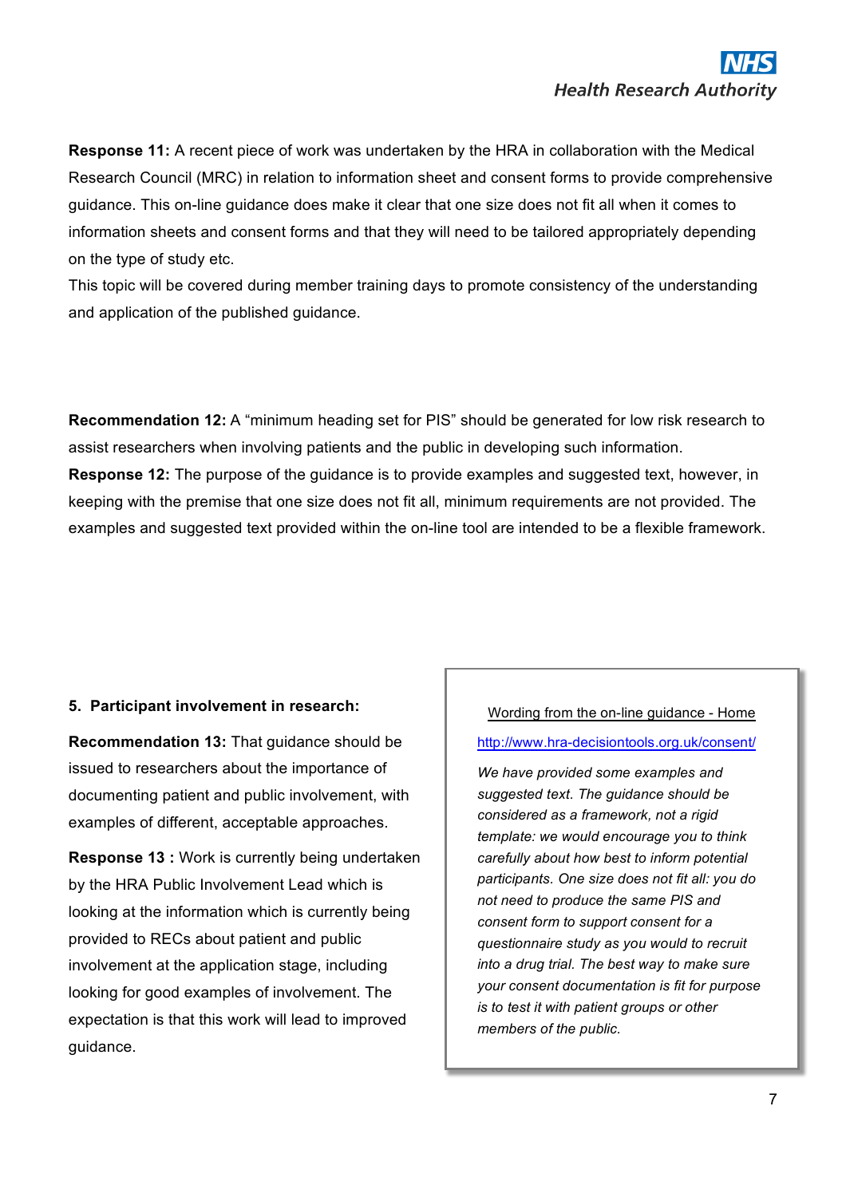**Response 11:** A recent piece of work was undertaken by the HRA in collaboration with the Medical Research Council (MRC) in relation to information sheet and consent forms to provide comprehensive guidance. This on-line guidance does make it clear that one size does not fit all when it comes to information sheets and consent forms and that they will need to be tailored appropriately depending on the type of study etc.

This topic will be covered during member training days to promote consistency of the understanding and application of the published guidance.

**Recommendation 12:** A "minimum heading set for PIS" should be generated for low risk research to assist researchers when involving patients and the public in developing such information.

**Response 12:** The purpose of the guidance is to provide examples and suggested text, however, in keeping with the premise that one size does not fit all, minimum requirements are not provided. The examples and suggested text provided within the on-line tool are intended to be a flexible framework.

**5. Participant involvement in research:**

**Recommendation 13:** That guidance should be issued to researchers about the importance of documenting patient and public involvement, with examples of different, acceptable approaches.

**Response 13 :** Work is currently being undertaken by the HRA Public Involvement Lead which is looking at the information which is currently being provided to RECs about patient and public involvement at the application stage, including looking for good examples of involvement. The expectation is that this work will lead to improved guidance.

> Wording from the on-line guidance - Home
>
> http://www.hra-decisiontools.org.uk/consent/
>
> *We have provided some examples and suggested text. The guidance should be considered as a framework, not a rigid template: we would encourage you to think carefully about how best to inform potential participants. One size does not fit all: you do not need to produce the same PIS and consent form to support consent for a questionnaire study as you would to recruit into a drug trial. The best way to make sure your consent documentation is fit for purpose is to test it with patient groups or other members of the public.*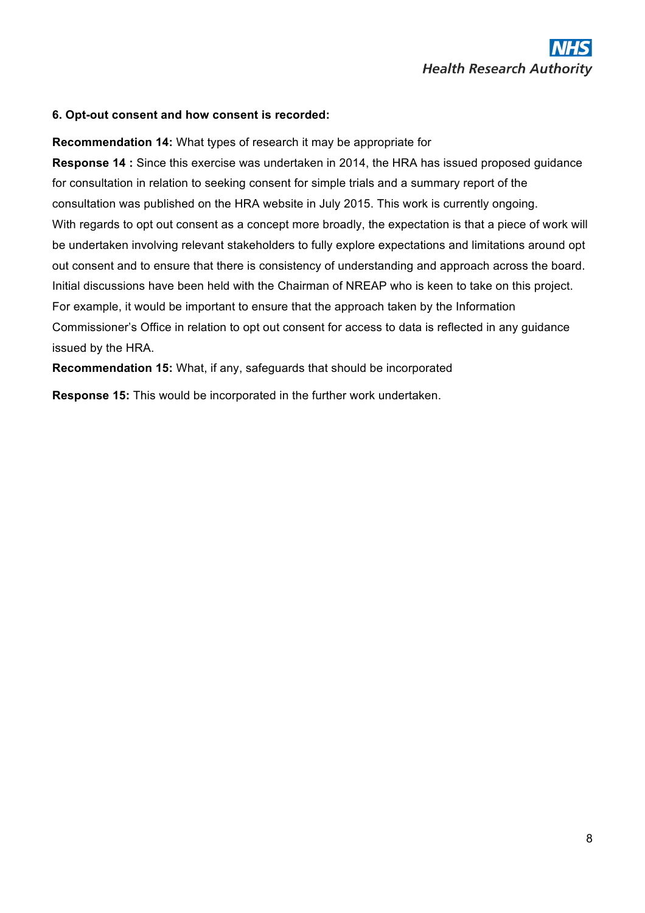**6. Opt-out consent and how consent is recorded:**

**Recommendation 14:** What types of research it may be appropriate for

**Response 14 :** Since this exercise was undertaken in 2014, the HRA has issued proposed guidance for consultation in relation to seeking consent for simple trials and a summary report of the consultation was published on the HRA website in July 2015. This work is currently ongoing. With regards to opt out consent as a concept more broadly, the expectation is that a piece of work will be undertaken involving relevant stakeholders to fully explore expectations and limitations around opt out consent and to ensure that there is consistency of understanding and approach across the board. Initial discussions have been held with the Chairman of NREAP who is keen to take on this project. For example, it would be important to ensure that the approach taken by the Information Commissioner's Office in relation to opt out consent for access to data is reflected in any guidance issued by the HRA.

**Recommendation 15:** What, if any, safeguards that should be incorporated

**Response 15:** This would be incorporated in the further work undertaken.